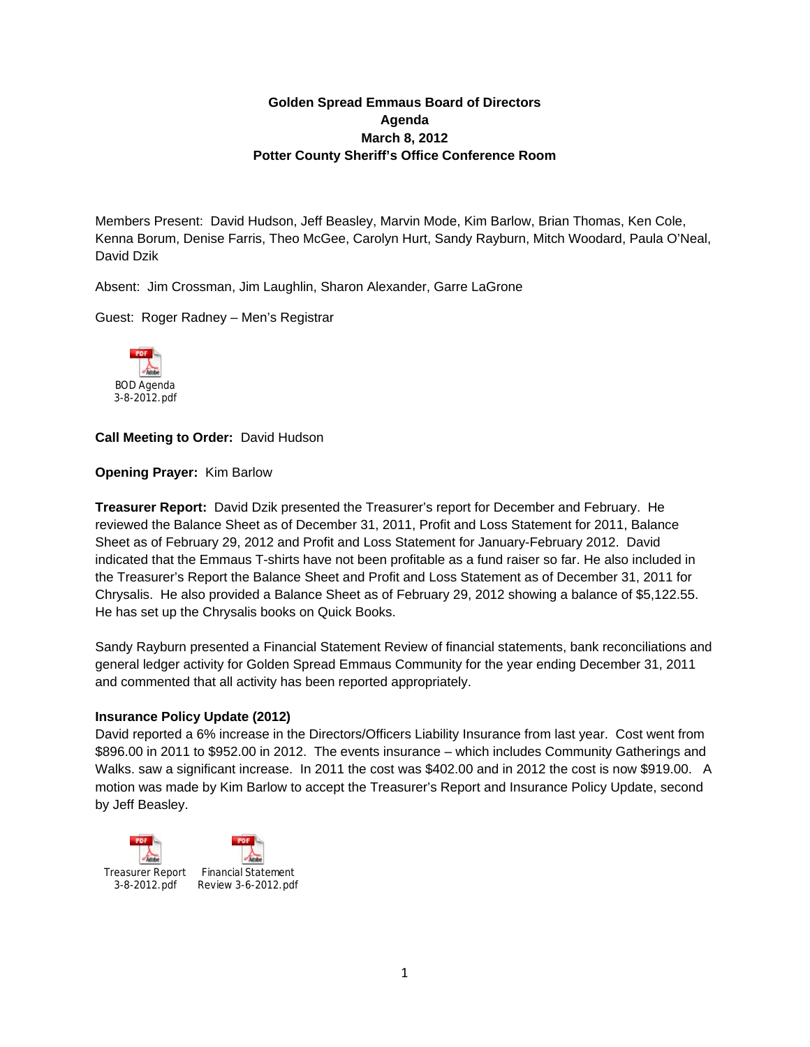**Golden Spread Emmaus Board of Directors**
**Agenda**
**March 8, 2012**
**Potter County Sheriff's Office Conference Room**

Members Present: David Hudson, Jeff Beasley, Marvin Mode, Kim Barlow, Brian Thomas, Ken Cole, Kenna Borum, Denise Farris, Theo McGee, Carolyn Hurt, Sandy Rayburn, Mitch Woodard, Paula O'Neal, David Dzik

Absent: Jim Crossman, Jim Laughlin, Sharon Alexander, Garre LaGrone

Guest: Roger Radney – Men's Registrar

BOD Agenda 3-8-2012.pdf

**Call Meeting to Order:** David Hudson

**Opening Prayer:** Kim Barlow

**Treasurer Report:** David Dzik presented the Treasurer's report for December and February. He reviewed the Balance Sheet as of December 31, 2011, Profit and Loss Statement for 2011, Balance Sheet as of February 29, 2012 and Profit and Loss Statement for January-February 2012. David indicated that the Emmaus T-shirts have not been profitable as a fund raiser so far. He also included in the Treasurer's Report the Balance Sheet and Profit and Loss Statement as of December 31, 2011 for Chrysalis. He also provided a Balance Sheet as of February 29, 2012 showing a balance of $5,122.55. He has set up the Chrysalis books on Quick Books.

Sandy Rayburn presented a Financial Statement Review of financial statements, bank reconciliations and general ledger activity for Golden Spread Emmaus Community for the year ending December 31, 2011 and commented that all activity has been reported appropriately.

**Insurance Policy Update (2012)**

David reported a 6% increase in the Directors/Officers Liability Insurance from last year. Cost went from $896.00 in 2011 to $952.00 in 2012. The events insurance – which includes Community Gatherings and Walks. saw a significant increase. In 2011 the cost was $402.00 and in 2012 the cost is now $919.00. A motion was made by Kim Barlow to accept the Treasurer's Report and Insurance Policy Update, second by Jeff Beasley.

Treasurer Report 3-8-2012.pdf

Financial Statement Review 3-6-2012.pdf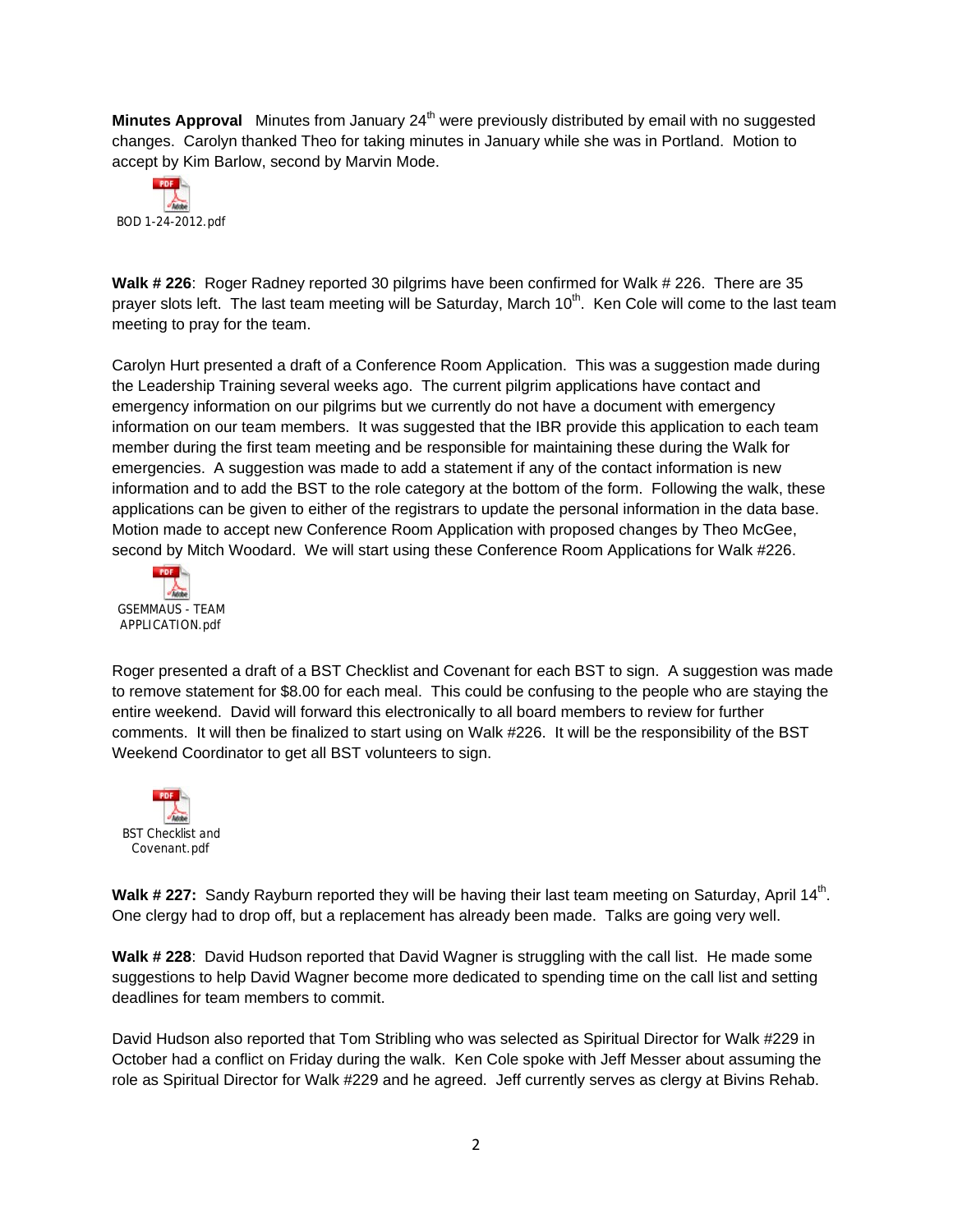**Minutes Approval** Minutes from January 24th were previously distributed by email with no suggested changes. Carolyn thanked Theo for taking minutes in January while she was in Portland. Motion to accept by Kim Barlow, second by Marvin Mode.

BOD 1-24-2012.pdf

**Walk # 226**: Roger Radney reported 30 pilgrims have been confirmed for Walk # 226. There are 35 prayer slots left. The last team meeting will be Saturday, March 10th. Ken Cole will come to the last team meeting to pray for the team.

Carolyn Hurt presented a draft of a Conference Room Application. This was a suggestion made during the Leadership Training several weeks ago. The current pilgrim applications have contact and emergency information on our pilgrims but we currently do not have a document with emergency information on our team members. It was suggested that the IBR provide this application to each team member during the first team meeting and be responsible for maintaining these during the Walk for emergencies. A suggestion was made to add a statement if any of the contact information is new information and to add the BST to the role category at the bottom of the form. Following the walk, these applications can be given to either of the registrars to update the personal information in the data base. Motion made to accept new Conference Room Application with proposed changes by Theo McGee, second by Mitch Woodard. We will start using these Conference Room Applications for Walk #226.

GSEMMAUS - TEAM APPLICATION.pdf

Roger presented a draft of a BST Checklist and Covenant for each BST to sign. A suggestion was made to remove statement for $8.00 for each meal. This could be confusing to the people who are staying the entire weekend. David will forward this electronically to all board members to review for further comments. It will then be finalized to start using on Walk #226. It will be the responsibility of the BST Weekend Coordinator to get all BST volunteers to sign.

BST Checklist and Covenant.pdf

**Walk # 227:** Sandy Rayburn reported they will be having their last team meeting on Saturday, April 14th. One clergy had to drop off, but a replacement has already been made. Talks are going very well.

**Walk # 228**: David Hudson reported that David Wagner is struggling with the call list. He made some suggestions to help David Wagner become more dedicated to spending time on the call list and setting deadlines for team members to commit.

David Hudson also reported that Tom Stribling who was selected as Spiritual Director for Walk #229 in October had a conflict on Friday during the walk. Ken Cole spoke with Jeff Messer about assuming the role as Spiritual Director for Walk #229 and he agreed. Jeff currently serves as clergy at Bivins Rehab.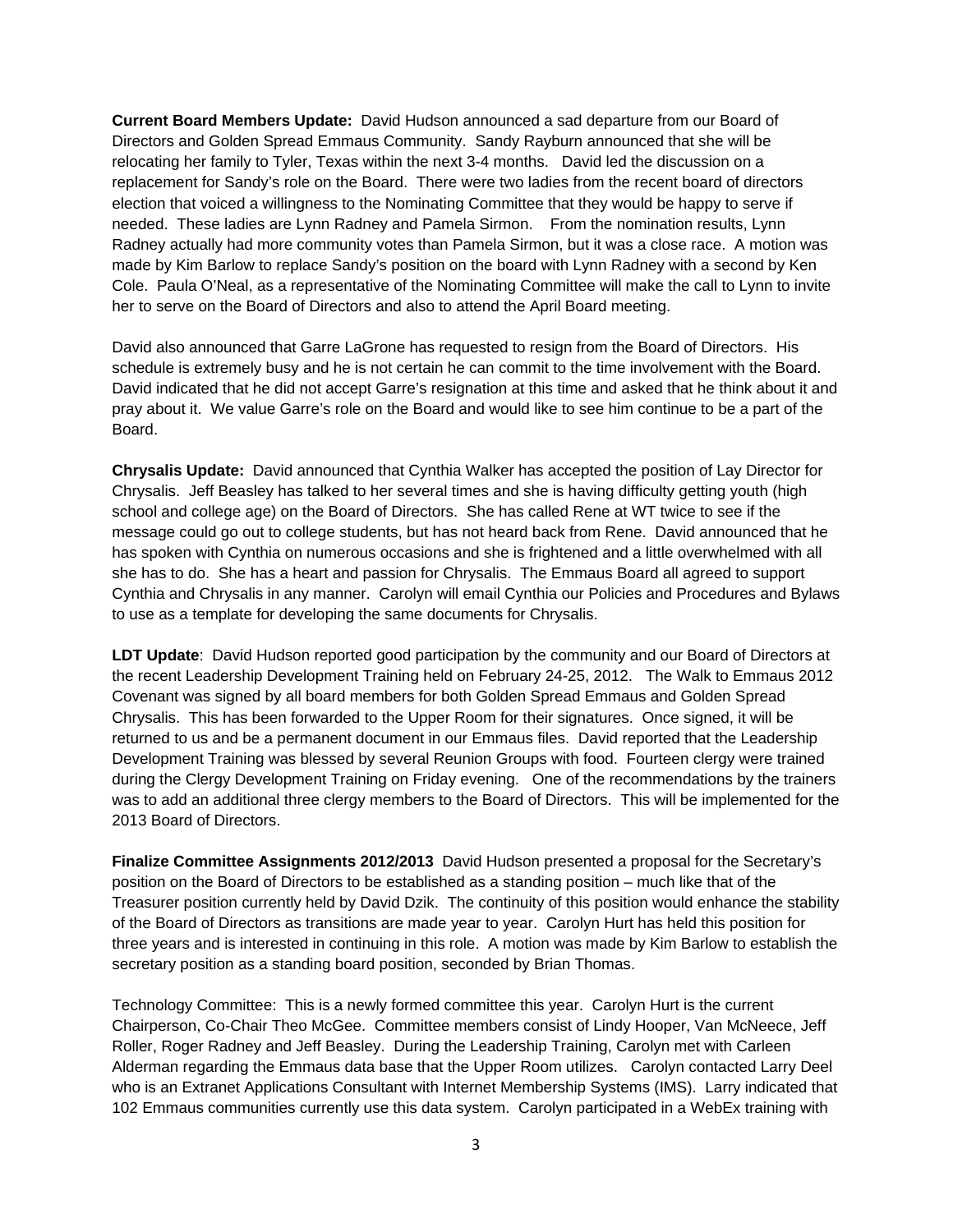**Current Board Members Update:** David Hudson announced a sad departure from our Board of Directors and Golden Spread Emmaus Community. Sandy Rayburn announced that she will be relocating her family to Tyler, Texas within the next 3-4 months. David led the discussion on a replacement for Sandy's role on the Board. There were two ladies from the recent board of directors election that voiced a willingness to the Nominating Committee that they would be happy to serve if needed. These ladies are Lynn Radney and Pamela Sirmon. From the nomination results, Lynn Radney actually had more community votes than Pamela Sirmon, but it was a close race. A motion was made by Kim Barlow to replace Sandy's position on the board with Lynn Radney with a second by Ken Cole. Paula O'Neal, as a representative of the Nominating Committee will make the call to Lynn to invite her to serve on the Board of Directors and also to attend the April Board meeting.

David also announced that Garre LaGrone has requested to resign from the Board of Directors. His schedule is extremely busy and he is not certain he can commit to the time involvement with the Board. David indicated that he did not accept Garre's resignation at this time and asked that he think about it and pray about it. We value Garre's role on the Board and would like to see him continue to be a part of the Board.

**Chrysalis Update:** David announced that Cynthia Walker has accepted the position of Lay Director for Chrysalis. Jeff Beasley has talked to her several times and she is having difficulty getting youth (high school and college age) on the Board of Directors. She has called Rene at WT twice to see if the message could go out to college students, but has not heard back from Rene. David announced that he has spoken with Cynthia on numerous occasions and she is frightened and a little overwhelmed with all she has to do. She has a heart and passion for Chrysalis. The Emmaus Board all agreed to support Cynthia and Chrysalis in any manner. Carolyn will email Cynthia our Policies and Procedures and Bylaws to use as a template for developing the same documents for Chrysalis.

**LDT Update**: David Hudson reported good participation by the community and our Board of Directors at the recent Leadership Development Training held on February 24-25, 2012. The Walk to Emmaus 2012 Covenant was signed by all board members for both Golden Spread Emmaus and Golden Spread Chrysalis. This has been forwarded to the Upper Room for their signatures. Once signed, it will be returned to us and be a permanent document in our Emmaus files. David reported that the Leadership Development Training was blessed by several Reunion Groups with food. Fourteen clergy were trained during the Clergy Development Training on Friday evening. One of the recommendations by the trainers was to add an additional three clergy members to the Board of Directors. This will be implemented for the 2013 Board of Directors.

**Finalize Committee Assignments 2012/2013** David Hudson presented a proposal for the Secretary's position on the Board of Directors to be established as a standing position – much like that of the Treasurer position currently held by David Dzik. The continuity of this position would enhance the stability of the Board of Directors as transitions are made year to year. Carolyn Hurt has held this position for three years and is interested in continuing in this role. A motion was made by Kim Barlow to establish the secretary position as a standing board position, seconded by Brian Thomas.

Technology Committee: This is a newly formed committee this year. Carolyn Hurt is the current Chairperson, Co-Chair Theo McGee. Committee members consist of Lindy Hooper, Van McNeece, Jeff Roller, Roger Radney and Jeff Beasley. During the Leadership Training, Carolyn met with Carleen Alderman regarding the Emmaus data base that the Upper Room utilizes. Carolyn contacted Larry Deel who is an Extranet Applications Consultant with Internet Membership Systems (IMS). Larry indicated that 102 Emmaus communities currently use this data system. Carolyn participated in a WebEx training with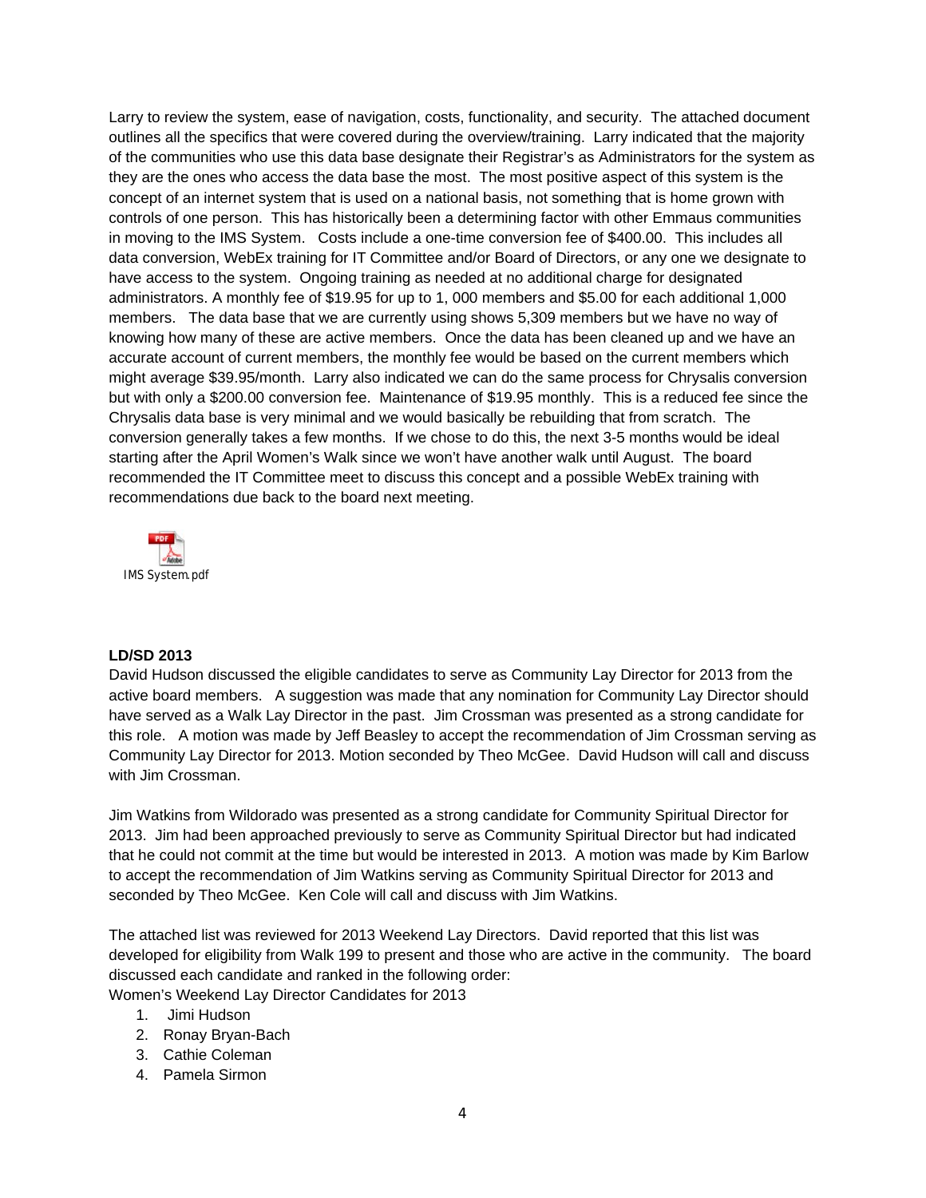Larry to review the system, ease of navigation, costs, functionality, and security. The attached document outlines all the specifics that were covered during the overview/training. Larry indicated that the majority of the communities who use this data base designate their Registrar's as Administrators for the system as they are the ones who access the data base the most. The most positive aspect of this system is the concept of an internet system that is used on a national basis, not something that is home grown with controls of one person. This has historically been a determining factor with other Emmaus communities in moving to the IMS System. Costs include a one-time conversion fee of $400.00. This includes all data conversion, WebEx training for IT Committee and/or Board of Directors, or any one we designate to have access to the system. Ongoing training as needed at no additional charge for designated administrators. A monthly fee of $19.95 for up to 1, 000 members and $5.00 for each additional 1,000 members. The data base that we are currently using shows 5,309 members but we have no way of knowing how many of these are active members. Once the data has been cleaned up and we have an accurate account of current members, the monthly fee would be based on the current members which might average $39.95/month. Larry also indicated we can do the same process for Chrysalis conversion but with only a $200.00 conversion fee. Maintenance of $19.95 monthly. This is a reduced fee since the Chrysalis data base is very minimal and we would basically be rebuilding that from scratch. The conversion generally takes a few months. If we chose to do this, the next 3-5 months would be ideal starting after the April Women's Walk since we won't have another walk until August. The board recommended the IT Committee meet to discuss this concept and a possible WebEx training with recommendations due back to the board next meeting.

IMS System.pdf

**LD/SD 2013**

David Hudson discussed the eligible candidates to serve as Community Lay Director for 2013 from the active board members. A suggestion was made that any nomination for Community Lay Director should have served as a Walk Lay Director in the past. Jim Crossman was presented as a strong candidate for this role. A motion was made by Jeff Beasley to accept the recommendation of Jim Crossman serving as Community Lay Director for 2013. Motion seconded by Theo McGee. David Hudson will call and discuss with Jim Crossman.

Jim Watkins from Wildorado was presented as a strong candidate for Community Spiritual Director for 2013. Jim had been approached previously to serve as Community Spiritual Director but had indicated that he could not commit at the time but would be interested in 2013. A motion was made by Kim Barlow to accept the recommendation of Jim Watkins serving as Community Spiritual Director for 2013 and seconded by Theo McGee. Ken Cole will call and discuss with Jim Watkins.

The attached list was reviewed for 2013 Weekend Lay Directors. David reported that this list was developed for eligibility from Walk 199 to present and those who are active in the community. The board discussed each candidate and ranked in the following order:

Women's Weekend Lay Director Candidates for 2013

1. Jimi Hudson
2. Ronay Bryan-Bach
3. Cathie Coleman
4. Pamela Sirmon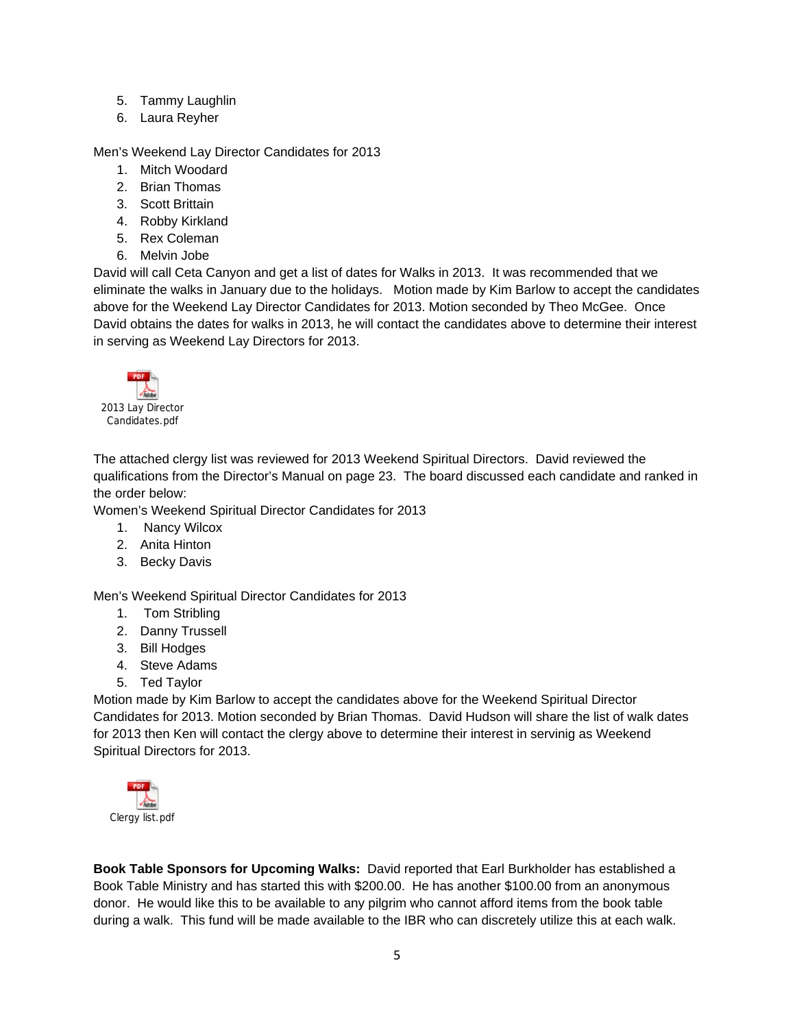5. Tammy Laughlin
6. Laura Reyher

Men's Weekend Lay Director Candidates for 2013

1. Mitch Woodard
2. Brian Thomas
3. Scott Brittain
4. Robby Kirkland
5. Rex Coleman
6. Melvin Jobe

David will call Ceta Canyon and get a list of dates for Walks in 2013. It was recommended that we eliminate the walks in January due to the holidays. Motion made by Kim Barlow to accept the candidates above for the Weekend Lay Director Candidates for 2013. Motion seconded by Theo McGee. Once David obtains the dates for walks in 2013, he will contact the candidates above to determine their interest in serving as Weekend Lay Directors for 2013.

2013 Lay Director Candidates.pdf

The attached clergy list was reviewed for 2013 Weekend Spiritual Directors. David reviewed the qualifications from the Director's Manual on page 23. The board discussed each candidate and ranked in the order below:

Women's Weekend Spiritual Director Candidates for 2013

1. Nancy Wilcox
2. Anita Hinton
3. Becky Davis

Men's Weekend Spiritual Director Candidates for 2013

1. Tom Stribling
2. Danny Trussell
3. Bill Hodges
4. Steve Adams
5. Ted Taylor

Motion made by Kim Barlow to accept the candidates above for the Weekend Spiritual Director Candidates for 2013. Motion seconded by Brian Thomas. David Hudson will share the list of walk dates for 2013 then Ken will contact the clergy above to determine their interest in servinig as Weekend Spiritual Directors for 2013.

Clergy list.pdf

**Book Table Sponsors for Upcoming Walks:** David reported that Earl Burkholder has established a Book Table Ministry and has started this with $200.00. He has another $100.00 from an anonymous donor. He would like this to be available to any pilgrim who cannot afford items from the book table during a walk. This fund will be made available to the IBR who can discretely utilize this at each walk.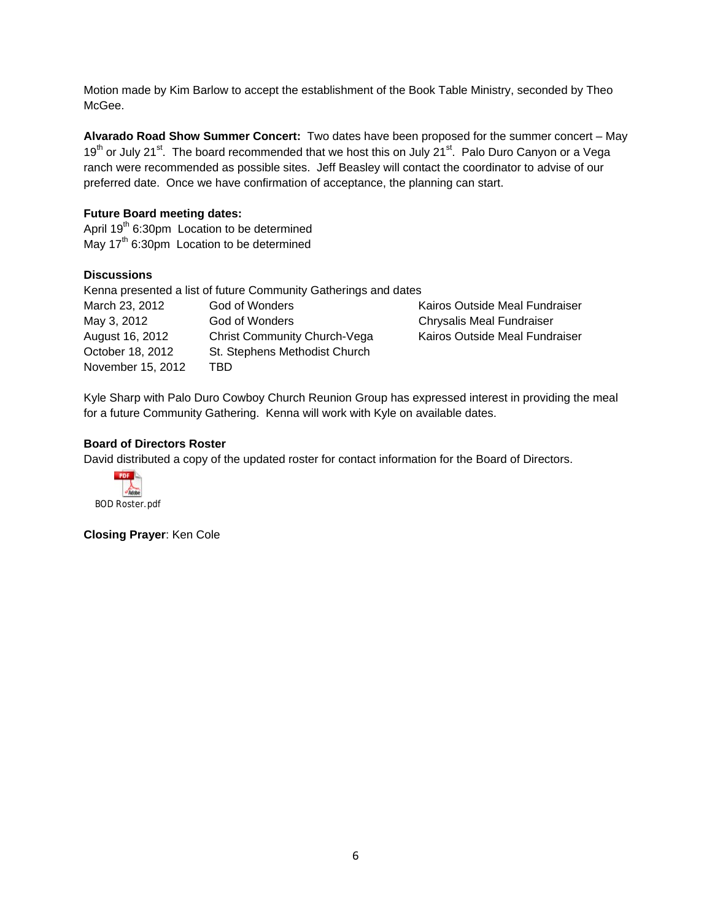Motion made by Kim Barlow to accept the establishment of the Book Table Ministry, seconded by Theo McGee.

**Alvarado Road Show Summer Concert:** Two dates have been proposed for the summer concert – May 19th or July 21st. The board recommended that we host this on July 21st. Palo Duro Canyon or a Vega ranch were recommended as possible sites. Jeff Beasley will contact the coordinator to advise of our preferred date. Once we have confirmation of acceptance, the planning can start.

**Future Board meeting dates:**
April 19th 6:30pm Location to be determined
May 17th 6:30pm Location to be determined

**Discussions**

Kenna presented a list of future Community Gatherings and dates

| | | |
|---|---|---|
| March 23, 2012 | God of Wonders | Kairos Outside Meal Fundraiser |
| May 3, 2012 | God of Wonders | Chrysalis Meal Fundraiser |
| August 16, 2012 | Christ Community Church-Vega | Kairos Outside Meal Fundraiser |
| October 18, 2012 | St. Stephens Methodist Church | |
| November 15, 2012 | TBD | |

Kyle Sharp with Palo Duro Cowboy Church Reunion Group has expressed interest in providing the meal for a future Community Gathering. Kenna will work with Kyle on available dates.

**Board of Directors Roster**

David distributed a copy of the updated roster for contact information for the Board of Directors.

BOD Roster.pdf

**Closing Prayer**: Ken Cole